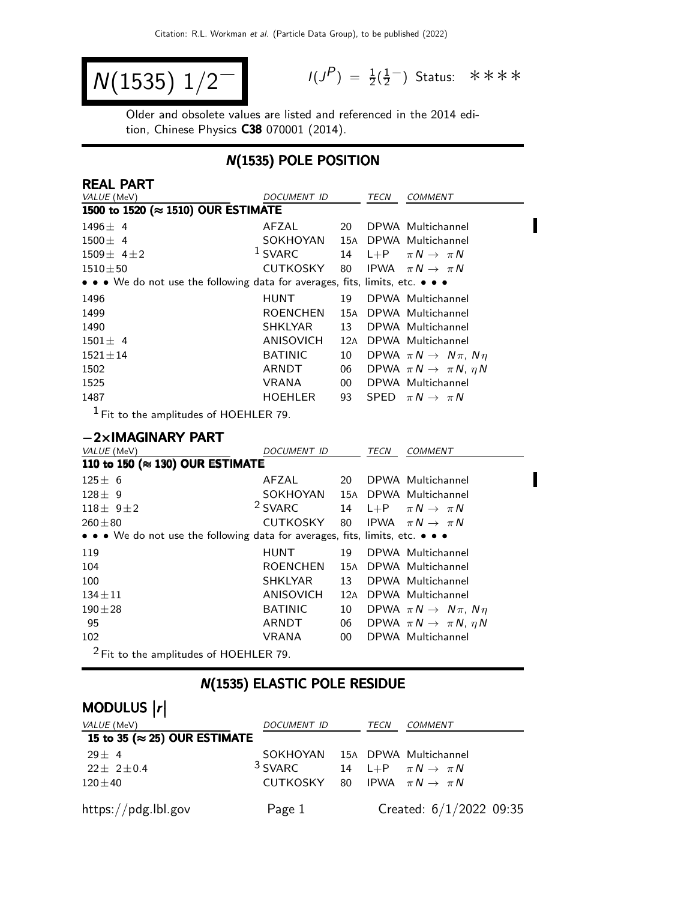# $N(1535)$ $1/2^-$

$I(J^P) = \frac{1}{2}(\frac{1}{2}^-)$ Status: ∗∗∗∗

Older and obsolete values are listed and referenced in the 2014 edition, Chinese Physics **C38** 070001 (2014).

## N(1535) POLE POSITION

### REAL PART

| VALUE (MeV) | DOCUMENT ID | | TECN | COMMENT |
|---|---|---|---|---|
| **1500 to 1520 (≈ 1510) OUR ESTIMATE** | | | | |
| 1496 ± 4 | AFZAL | 20 | DPWA | Multichannel |
| 1500 ± 4 | SOKHOYAN | 15A | DPWA | Multichannel |
| 1509 ± 4 ± 2 | [1] SVARC | 14 | L+P | $\pi N \to \pi N$ |
| 1510 ± 50 | CUTKOSKY | 80 | IPWA | $\pi N \to \pi N$ |
| • • • We do not use the following data for averages, fits, limits, etc. • • • | | | | |
| 1496 | HUNT | 19 | DPWA | Multichannel |
| 1499 | ROENCHEN | 15A | DPWA | Multichannel |
| 1490 | SHKLYAR | 13 | DPWA | Multichannel |
| 1501 ± 4 | ANISOVICH | 12A | DPWA | Multichannel |
| 1521 ± 14 | BATINIC | 10 | DPWA | $\pi N \to N\pi$, $N\eta$ |
| 1502 | ARNDT | 06 | DPWA | $\pi N \to \pi N$, $\eta N$ |
| 1525 | VRANA | 00 | DPWA | Multichannel |
| 1487 | HOEHLER | 93 | SPED | $\pi N \to \pi N$ |

[1] Fit to the amplitudes of HOEHLER 79.

### −2×IMAGINARY PART

| VALUE (MeV) | DOCUMENT ID | | TECN | COMMENT |
|---|---|---|---|---|
| **110 to 150 (≈ 130) OUR ESTIMATE** | | | | |
| 125 ± 6 | AFZAL | 20 | DPWA | Multichannel |
| 128 ± 9 | SOKHOYAN | 15A | DPWA | Multichannel |
| 118 ± 9 ± 2 | [2] SVARC | 14 | L+P | $\pi N \to \pi N$ |
| 260 ± 80 | CUTKOSKY | 80 | IPWA | $\pi N \to \pi N$ |
| • • • We do not use the following data for averages, fits, limits, etc. • • • | | | | |
| 119 | HUNT | 19 | DPWA | Multichannel |
| 104 | ROENCHEN | 15A | DPWA | Multichannel |
| 100 | SHKLYAR | 13 | DPWA | Multichannel |
| 134 ± 11 | ANISOVICH | 12A | DPWA | Multichannel |
| 190 ± 28 | BATINIC | 10 | DPWA | $\pi N \to N\pi$, $N\eta$ |
| 95 | ARNDT | 06 | DPWA | $\pi N \to \pi N$, $\eta N$ |
| 102 | VRANA | 00 | DPWA | Multichannel |

[2] Fit to the amplitudes of HOEHLER 79.

## N(1535) ELASTIC POLE RESIDUE

### MODULUS $|r|$

| VALUE (MeV) | DOCUMENT ID | | TECN | COMMENT |
|---|---|---|---|---|
| **15 to 35 (≈ 25) OUR ESTIMATE** | | | | |
| 29 ± 4 | SOKHOYAN | 15A | DPWA | Multichannel |
| 22 ± 2 ± 0.4 | [3] SVARC | 14 | L+P | $\pi N \to \pi N$ |
| 120 ± 40 | CUTKOSKY | 80 | IPWA | $\pi N \to \pi N$ |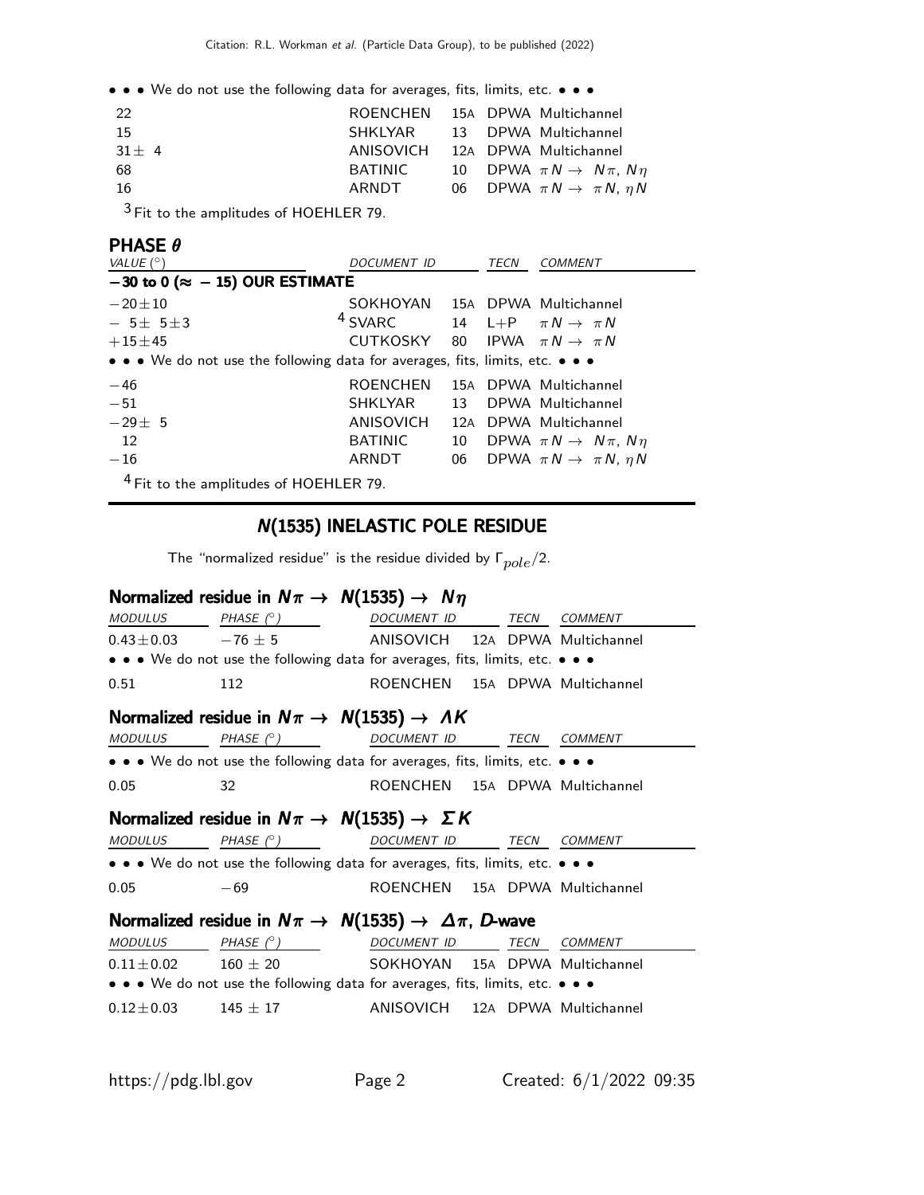• • • We do not use the following data for averages, fits, limits, etc. • • •

| | | | | |
|---|---|---|---|---|
| 22 | ROENCHEN | 15A | DPWA | Multichannel |
| 15 | SHKLYAR | 13 | DPWA | Multichannel |
| 31 ± 4 | ANISOVICH | 12A | DPWA | Multichannel |
| 68 | BATINIC | 10 | DPWA | $\pi N \to N\pi, N\eta$ |
| 16 | ARNDT | 06 | DPWA | $\pi N \to \pi N, \eta N$ |

[3] Fit to the amplitudes of HOEHLER 79.

## PHASE $\theta$

| VALUE (°) | DOCUMENT ID | | TECN | COMMENT |
|---|---|---|---|---|
| **−30 to 0 (≈ − 15) OUR ESTIMATE** | | | | |
| −20±10 | SOKHOYAN | 15A | DPWA | Multichannel |
| − 5± 5±3 | [4] SVARC | 14 | L+P | $\pi N \to \pi N$ |
| +15±45 | CUTKOSKY | 80 | IPWA | $\pi N \to \pi N$ |
| • • • We do not use the following data for averages, fits, limits, etc. • • • | | | | |
| −46 | ROENCHEN | 15A | DPWA | Multichannel |
| −51 | SHKLYAR | 13 | DPWA | Multichannel |
| −29± 5 | ANISOVICH | 12A | DPWA | Multichannel |
| 12 | BATINIC | 10 | DPWA | $\pi N \to N\pi, N\eta$ |
| −16 | ARNDT | 06 | DPWA | $\pi N \to \pi N, \eta N$ |

[4] Fit to the amplitudes of HOEHLER 79.

# N(1535) INELASTIC POLE RESIDUE

The "normalized residue" is the residue divided by $\Gamma_{pole}/2$.

### Normalized residue in $N\pi \to N(1535) \to N\eta$

| MODULUS | PHASE (°) | DOCUMENT ID | | TECN | COMMENT |
|---|---|---|---|---|---|
| 0.43±0.03 | −76 ± 5 | ANISOVICH | 12A | DPWA | Multichannel |
| • • • We do not use the following data for averages, fits, limits, etc. • • • | | | | | |
| 0.51 | 112 | ROENCHEN | 15A | DPWA | Multichannel |

### Normalized residue in $N\pi \to N(1535) \to \Lambda K$

| MODULUS | PHASE (°) | DOCUMENT ID | | TECN | COMMENT |
|---|---|---|---|---|---|
| • • • We do not use the following data for averages, fits, limits, etc. • • • | | | | | |
| 0.05 | 32 | ROENCHEN | 15A | DPWA | Multichannel |

### Normalized residue in $N\pi \to N(1535) \to \Sigma K$

| MODULUS | PHASE (°) | DOCUMENT ID | | TECN | COMMENT |
|---|---|---|---|---|---|
| • • • We do not use the following data for averages, fits, limits, etc. • • • | | | | | |
| 0.05 | −69 | ROENCHEN | 15A | DPWA | Multichannel |

### Normalized residue in $N\pi \to N(1535) \to \Delta\pi$, D-wave

| MODULUS | PHASE (°) | DOCUMENT ID | | TECN | COMMENT |
|---|---|---|---|---|---|
| 0.11±0.02 | 160 ± 20 | SOKHOYAN | 15A | DPWA | Multichannel |
| • • • We do not use the following data for averages, fits, limits, etc. • • • | | | | | |
| 0.12±0.03 | 145 ± 17 | ANISOVICH | 12A | DPWA | Multichannel |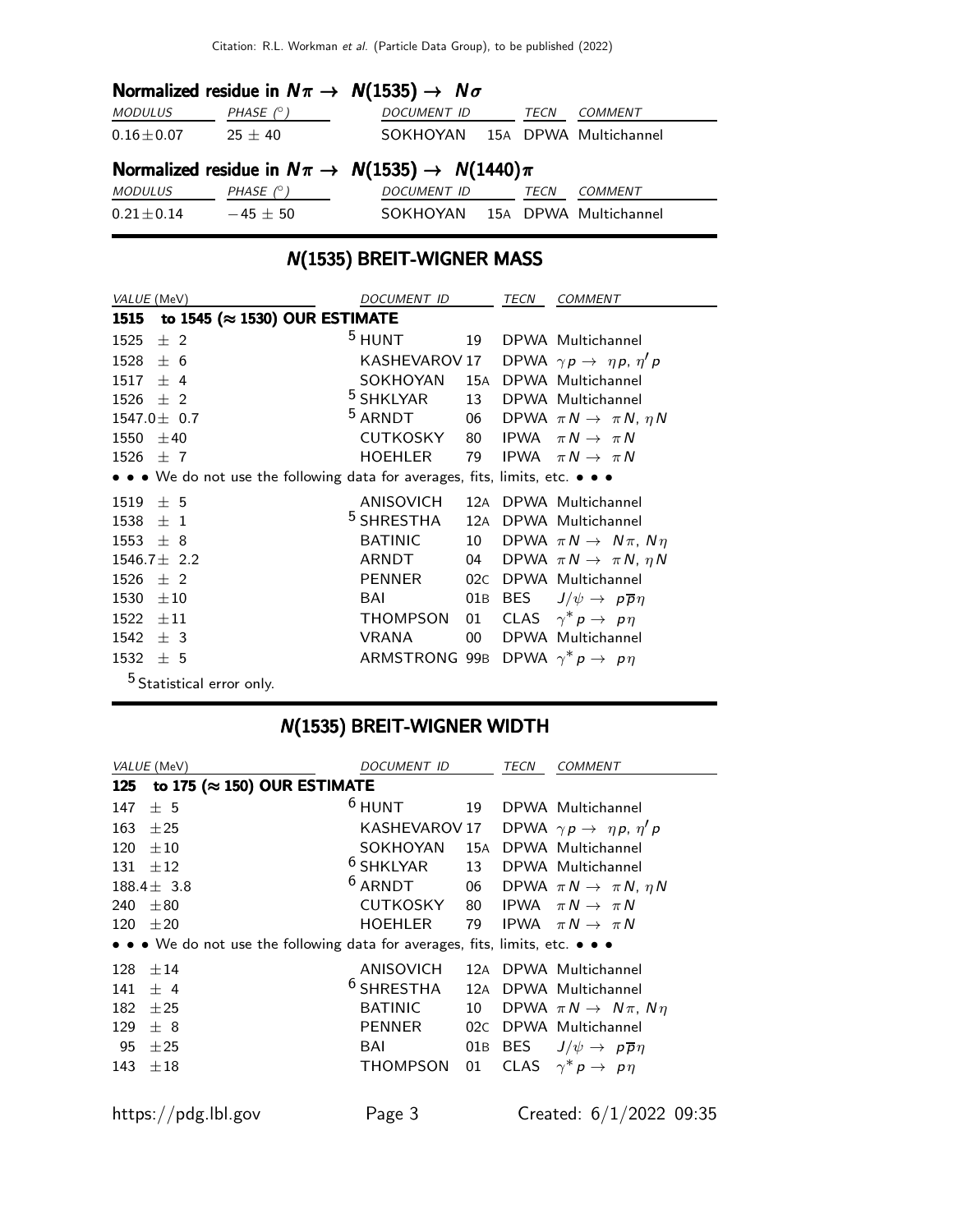#### Normalized residue in $N\pi \rightarrow N(1535) \rightarrow N\sigma$

| MODULUS | PHASE (°) | DOCUMENT ID | | TECN | COMMENT |
|---|---|---|---|---|---|
| $0.16\pm0.07$ | $25 \pm 40$ | SOKHOYAN | 15A | DPWA | Multichannel |

#### Normalized residue in $N\pi \rightarrow N(1535) \rightarrow N(1440)\pi$

| MODULUS | PHASE (°) | DOCUMENT ID | | TECN | COMMENT |
|---|---|---|---|---|---|
| $0.21\pm0.14$ | $-45 \pm 50$ | SOKHOYAN | 15A | DPWA | Multichannel |

## N(1535) BREIT-WIGNER MASS

| VALUE (MeV) | DOCUMENT ID | | TECN | COMMENT |
|---|---|---|---|---|
| **1515 to 1545 (≈ 1530) OUR ESTIMATE** | | | | |
| $1525 \pm 2$ | [5] HUNT | 19 | DPWA | Multichannel |
| $1528 \pm 6$ | KASHEVAROV | 17 | DPWA | $\gamma p \rightarrow \eta p, \eta' p$ |
| $1517 \pm 4$ | SOKHOYAN | 15A | DPWA | Multichannel |
| $1526 \pm 2$ | [5] SHKLYAR | 13 | DPWA | Multichannel |
| $1547.0\pm 0.7$ | [5] ARNDT | 06 | DPWA | $\pi N \rightarrow \pi N, \eta N$ |
| $1550 \pm 40$ | CUTKOSKY | 80 | IPWA | $\pi N \rightarrow \pi N$ |
| $1526 \pm 7$ | HOEHLER | 79 | IPWA | $\pi N \rightarrow \pi N$ |
| • • • We do not use the following data for averages, fits, limits, etc. • • • | | | | |
| $1519 \pm 5$ | ANISOVICH | 12A | DPWA | Multichannel |
| $1538 \pm 1$ | [5] SHRESTHA | 12A | DPWA | Multichannel |
| $1553 \pm 8$ | BATINIC | 10 | DPWA | $\pi N \rightarrow N\pi, N\eta$ |
| $1546.7\pm 2.2$ | ARNDT | 04 | DPWA | $\pi N \rightarrow \pi N, \eta N$ |
| $1526 \pm 2$ | PENNER | 02C | DPWA | Multichannel |
| $1530 \pm 10$ | BAI | 01B | BES | $J/\psi \rightarrow p\overline{p}\eta$ |
| $1522 \pm 11$ | THOMPSON | 01 | CLAS | $\gamma^* p \rightarrow p\eta$ |
| $1542 \pm 3$ | VRANA | 00 | DPWA | Multichannel |
| $1532 \pm 5$ | ARMSTRONG | 99B | DPWA | $\gamma^* p \rightarrow p\eta$ |

[5] Statistical error only.

## N(1535) BREIT-WIGNER WIDTH

| VALUE (MeV) | DOCUMENT ID | | TECN | COMMENT |
|---|---|---|---|---|
| **125 to 175 (≈ 150) OUR ESTIMATE** | | | | |
| $147 \pm 5$ | [6] HUNT | 19 | DPWA | Multichannel |
| $163 \pm 25$ | KASHEVAROV | 17 | DPWA | $\gamma p \rightarrow \eta p, \eta' p$ |
| $120 \pm 10$ | SOKHOYAN | 15A | DPWA | Multichannel |
| $131 \pm 12$ | [6] SHKLYAR | 13 | DPWA | Multichannel |
| $188.4\pm 3.8$ | [6] ARNDT | 06 | DPWA | $\pi N \rightarrow \pi N, \eta N$ |
| $240 \pm 80$ | CUTKOSKY | 80 | IPWA | $\pi N \rightarrow \pi N$ |
| $120 \pm 20$ | HOEHLER | 79 | IPWA | $\pi N \rightarrow \pi N$ |
| • • • We do not use the following data for averages, fits, limits, etc. • • • | | | | |
| $128 \pm 14$ | ANISOVICH | 12A | DPWA | Multichannel |
| $141 \pm 4$ | [6] SHRESTHA | 12A | DPWA | Multichannel |
| $182 \pm 25$ | BATINIC | 10 | DPWA | $\pi N \rightarrow N\pi, N\eta$ |
| $129 \pm 8$ | PENNER | 02C | DPWA | Multichannel |
| $95 \pm 25$ | BAI | 01B | BES | $J/\psi \rightarrow p\overline{p}\eta$ |
| $143 \pm 18$ | THOMPSON | 01 | CLAS | $\gamma^* p \rightarrow p\eta$ |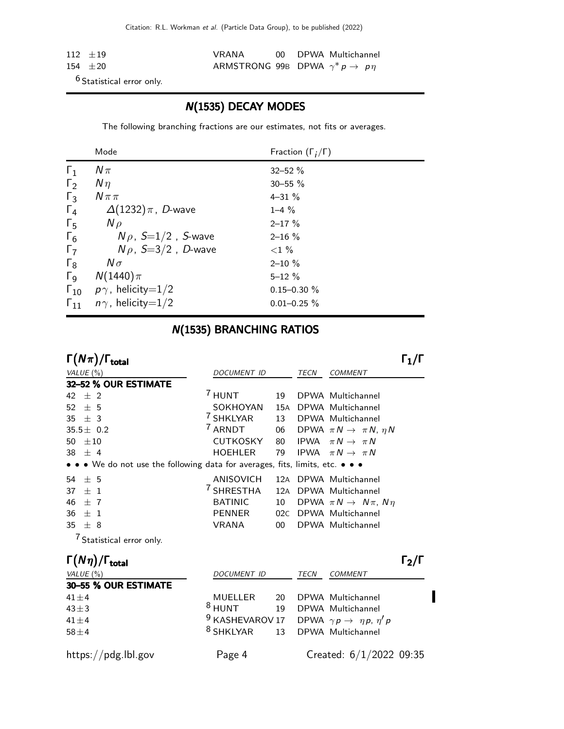| | | | | |
|---|---|---|---|---|
| 112 ±19 | VRANA | 00 | DPWA | Multichannel |
| 154 ±20 | ARMSTRONG | 99B | DPWA | $\gamma^* p \to p\eta$ |

[6] Statistical error only.

## N(1535) DECAY MODES

The following branching fractions are our estimates, not fits or averages.

| | Mode | Fraction ($\Gamma_i/\Gamma$) |
|---|---|---|
| $\Gamma_1$ | $N\pi$ | 32–52 % |
| $\Gamma_2$ | $N\eta$ | 30–55 % |
| $\Gamma_3$ | $N\pi\pi$ | 4–31 % |
| $\Gamma_4$ | $\Delta(1232)\pi$, D-wave | 1–4 % |
| $\Gamma_5$ | $N\rho$ | 2–17 % |
| $\Gamma_6$ | $N\rho$, $S$=1/2 , S-wave | 2–16 % |
| $\Gamma_7$ | $N\rho$, $S$=3/2 , D-wave | <1 % |
| $\Gamma_8$ | $N\sigma$ | 2–10 % |
| $\Gamma_9$ | $N(1440)\pi$ | 5–12 % |
| $\Gamma_{10}$ | $p\gamma$, helicity=1/2 | 0.15–0.30 % |
| $\Gamma_{11}$ | $n\gamma$, helicity=1/2 | 0.01–0.25 % |

## N(1535) BRANCHING RATIOS

### $\Gamma(N\pi)/\Gamma_{total}$ — $\Gamma_1/\Gamma$

| VALUE (%) | DOCUMENT ID | | TECN | COMMENT |
|---|---|---|---|---|
| **32–52 % OUR ESTIMATE** | | | | |
| 42 ± 2 | [7] HUNT | 19 | DPWA | Multichannel |
| 52 ± 5 | SOKHOYAN | 15A | DPWA | Multichannel |
| 35 ± 3 | [7] SHKLYAR | 13 | DPWA | Multichannel |
| 35.5± 0.2 | [7] ARNDT | 06 | DPWA | $\pi N \to \pi N$, $\eta N$ |
| 50 ±10 | CUTKOSKY | 80 | IPWA | $\pi N \to \pi N$ |
| 38 ± 4 | HOEHLER | 79 | IPWA | $\pi N \to \pi N$ |
| • • • We do not use the following data for averages, fits, limits, etc. • • • | | | | |
| 54 ± 5 | ANISOVICH | 12A | DPWA | Multichannel |
| 37 ± 1 | [7] SHRESTHA | 12A | DPWA | Multichannel |
| 46 ± 7 | BATINIC | 10 | DPWA | $\pi N \to N\pi$, $N\eta$ |
| 36 ± 1 | PENNER | 02C | DPWA | Multichannel |
| 35 ± 8 | VRANA | 00 | DPWA | Multichannel |

[7] Statistical error only.

### $\Gamma(N\eta)/\Gamma_{total}$ — $\Gamma_2/\Gamma$

| VALUE (%) | DOCUMENT ID | | TECN | COMMENT |
|---|---|---|---|---|
| **30–55 % OUR ESTIMATE** | | | | |
| 41±4 | MUELLER | 20 | DPWA | Multichannel |
| 43±3 | [8] HUNT | 19 | DPWA | Multichannel |
| 41±4 | [9] KASHEVAROV | 17 | DPWA | $\gamma p \to \eta p$, $\eta' p$ |
| 58±4 | [8] SHKLYAR | 13 | DPWA | Multichannel |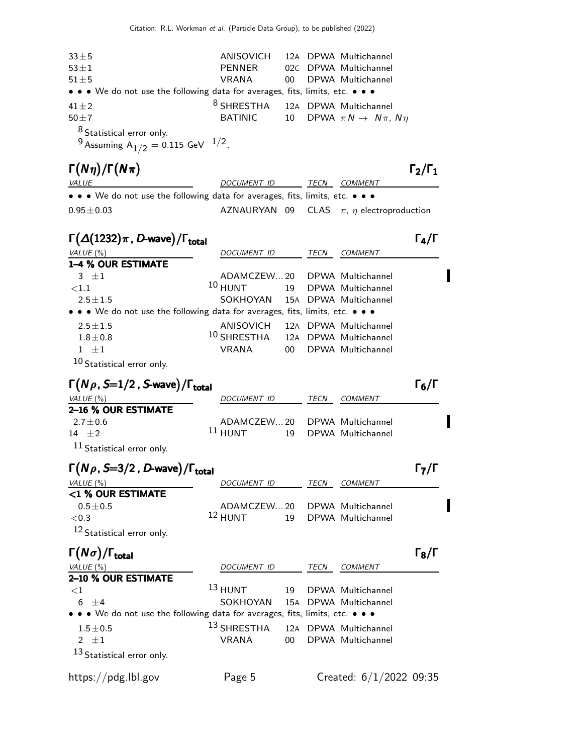| VALUE | DOCUMENT ID | | TECN | COMMENT |
|---|---|---|---|---|
| $33 \pm 5$ | ANISOVICH | 12A | DPWA | Multichannel |
| $53 \pm 1$ | PENNER | 02C | DPWA | Multichannel |
| $51 \pm 5$ | VRANA | 00 | DPWA | Multichannel |
| • • • We do not use the following data for averages, fits, limits, etc. • • • | | | | |
| $41 \pm 2$ | [8] SHRESTHA | 12A | DPWA | Multichannel |
| $50 \pm 7$ | BATINIC | 10 | DPWA | $\pi N \to N\pi$, $N\eta$ |

[8] Statistical error only.

[9] Assuming $A_{1/2} = 0.115$ GeV$^{-1/2}$.

## $\Gamma(N\eta)/\Gamma(N\pi)$ — $\Gamma_2/\Gamma_1$

| VALUE | DOCUMENT ID | | TECN | COMMENT |
|---|---|---|---|---|
| • • • We do not use the following data for averages, fits, limits, etc. • • • | | | | |
| $0.95 \pm 0.03$ | AZNAURYAN | 09 | CLAS | $\pi$, $\eta$ electroproduction |

## $\Gamma(\Delta(1232)\pi$, *D*-wave$)/\Gamma_{total}$ — $\Gamma_4/\Gamma$

| VALUE (%) | DOCUMENT ID | | TECN | COMMENT |
|---|---|---|---|---|
| **1–4 % OUR ESTIMATE** | | | | |
| $3 \pm 1$ | ADAMCZEW... | 20 | DPWA | Multichannel |
| $<1.1$ | [10] HUNT | 19 | DPWA | Multichannel |
| $2.5 \pm 1.5$ | SOKHOYAN | 15A | DPWA | Multichannel |
| • • • We do not use the following data for averages, fits, limits, etc. • • • | | | | |
| $2.5 \pm 1.5$ | ANISOVICH | 12A | DPWA | Multichannel |
| $1.8 \pm 0.8$ | [10] SHRESTHA | 12A | DPWA | Multichannel |
| $1 \pm 1$ | VRANA | 00 | DPWA | Multichannel |

[10] Statistical error only.

## $\Gamma(N\rho$, $S$=1/2, *S*-wave$)/\Gamma_{total}$ — $\Gamma_6/\Gamma$

| VALUE (%) | DOCUMENT ID | | TECN | COMMENT |
|---|---|---|---|---|
| **2–16 % OUR ESTIMATE** | | | | |
| $2.7 \pm 0.6$ | ADAMCZEW... | 20 | DPWA | Multichannel |
| $14 \pm 2$ | [11] HUNT | 19 | DPWA | Multichannel |

[11] Statistical error only.

## $\Gamma(N\rho$, $S$=3/2, *D*-wave$)/\Gamma_{total}$ — $\Gamma_7/\Gamma$

| VALUE (%) | DOCUMENT ID | | TECN | COMMENT |
|---|---|---|---|---|
| **<1 % OUR ESTIMATE** | | | | |
| $0.5 \pm 0.5$ | ADAMCZEW... | 20 | DPWA | Multichannel |
| $<0.3$ | [12] HUNT | 19 | DPWA | Multichannel |

[12] Statistical error only.

## $\Gamma(N\sigma)/\Gamma_{total}$ — $\Gamma_8/\Gamma$

| VALUE (%) | DOCUMENT ID | | TECN | COMMENT |
|---|---|---|---|---|
| **2–10 % OUR ESTIMATE** | | | | |
| $<1$ | [13] HUNT | 19 | DPWA | Multichannel |
| $6 \pm 4$ | SOKHOYAN | 15A | DPWA | Multichannel |
| • • • We do not use the following data for averages, fits, limits, etc. • • • | | | | |
| $1.5 \pm 0.5$ | [13] SHRESTHA | 12A | DPWA | Multichannel |
| $2 \pm 1$ | VRANA | 00 | DPWA | Multichannel |

[13] Statistical error only.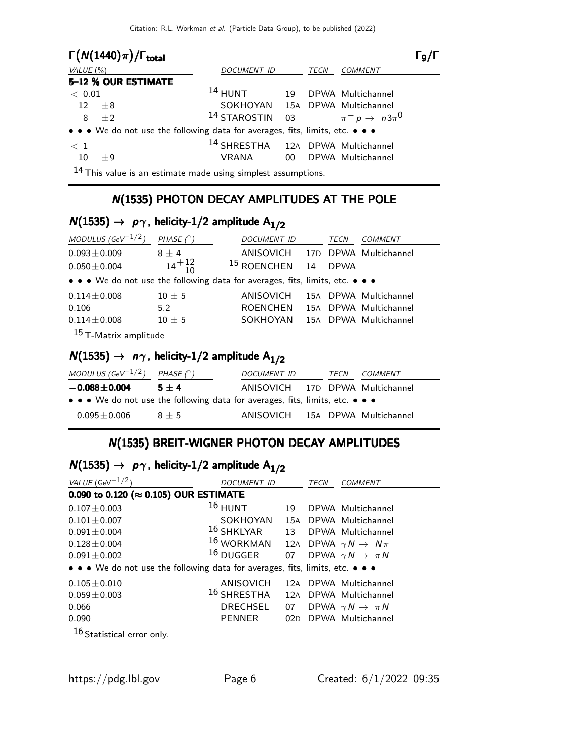## $\Gamma(N(1440)\pi)/\Gamma_{total}$ $\Gamma_9/\Gamma$

| VALUE (%) | DOCUMENT ID | TECN | COMMENT |
|---|---|---|---|
| **5–12 % OUR ESTIMATE** | | | |
| < 0.01 | [14] HUNT | 19 | DPWA Multichannel |
| 12 ±8 | SOKHOYAN | 15A | DPWA Multichannel |
| 8 ±2 | [14] STAROSTIN | 03 | $\pi^- p \rightarrow n 3\pi^0$ |
| • • • We do not use the following data for averages, fits, limits, etc. • • • | | | |
| < 1 | [14] SHRESTHA | 12A | DPWA Multichannel |
| 10 ±9 | VRANA | 00 | DPWA Multichannel |

[14] This value is an estimate made using simplest assumptions.

## N(1535) PHOTON DECAY AMPLITUDES AT THE POLE

### $N(1535) \rightarrow p\gamma$, helicity-1/2 amplitude $A_{1/2}$

| MODULUS (GeV$^{-1/2}$) | PHASE (°) | DOCUMENT ID | | TECN | COMMENT |
|---|---|---|---|---|---|
| 0.093±0.009 | 8 ± 4 | ANISOVICH | 17D | DPWA | Multichannel |
| 0.050±0.004 | $-14^{+12}_{-10}$ | [15] ROENCHEN | 14 | DPWA | |
| • • • We do not use the following data for averages, fits, limits, etc. • • • | | | | | |
| 0.114±0.008 | 10 ± 5 | ANISOVICH | 15A | DPWA | Multichannel |
| 0.106 | 5.2 | ROENCHEN | 15A | DPWA | Multichannel |
| 0.114±0.008 | 10 ± 5 | SOKHOYAN | 15A | DPWA | Multichannel |

[15] T-Matrix amplitude

### $N(1535) \rightarrow n\gamma$, helicity-1/2 amplitude $A_{1/2}$

| MODULUS (GeV$^{-1/2}$) | PHASE (°) | DOCUMENT ID | | TECN | COMMENT |
|---|---|---|---|---|---|
| **−0.088±0.004** | **5 ± 4** | ANISOVICH | 17D | DPWA | Multichannel |
| • • • We do not use the following data for averages, fits, limits, etc. • • • | | | | | |
| −0.095±0.006 | 8 ± 5 | ANISOVICH | 15A | DPWA | Multichannel |

## N(1535) BREIT-WIGNER PHOTON DECAY AMPLITUDES

### $N(1535) \rightarrow p\gamma$, helicity-1/2 amplitude $A_{1/2}$

| VALUE (GeV$^{-1/2}$) | DOCUMENT ID | | TECN | COMMENT |
|---|---|---|---|---|
| **0.090 to 0.120 (≈ 0.105) OUR ESTIMATE** | | | | |
| 0.107±0.003 | [16] HUNT | 19 | DPWA | Multichannel |
| 0.101±0.007 | SOKHOYAN | 15A | DPWA | Multichannel |
| 0.091±0.004 | [16] SHKLYAR | 13 | DPWA | Multichannel |
| 0.128±0.004 | [16] WORKMAN | 12A | DPWA | $\gamma N \rightarrow N\pi$ |
| 0.091±0.002 | [16] DUGGER | 07 | DPWA | $\gamma N \rightarrow \pi N$ |
| • • • We do not use the following data for averages, fits, limits, etc. • • • | | | | |
| 0.105±0.010 | ANISOVICH | 12A | DPWA | Multichannel |
| 0.059±0.003 | [16] SHRESTHA | 12A | DPWA | Multichannel |
| 0.066 | DRECHSEL | 07 | DPWA | $\gamma N \rightarrow \pi N$ |
| 0.090 | PENNER | 02D | DPWA | Multichannel |

[16] Statistical error only.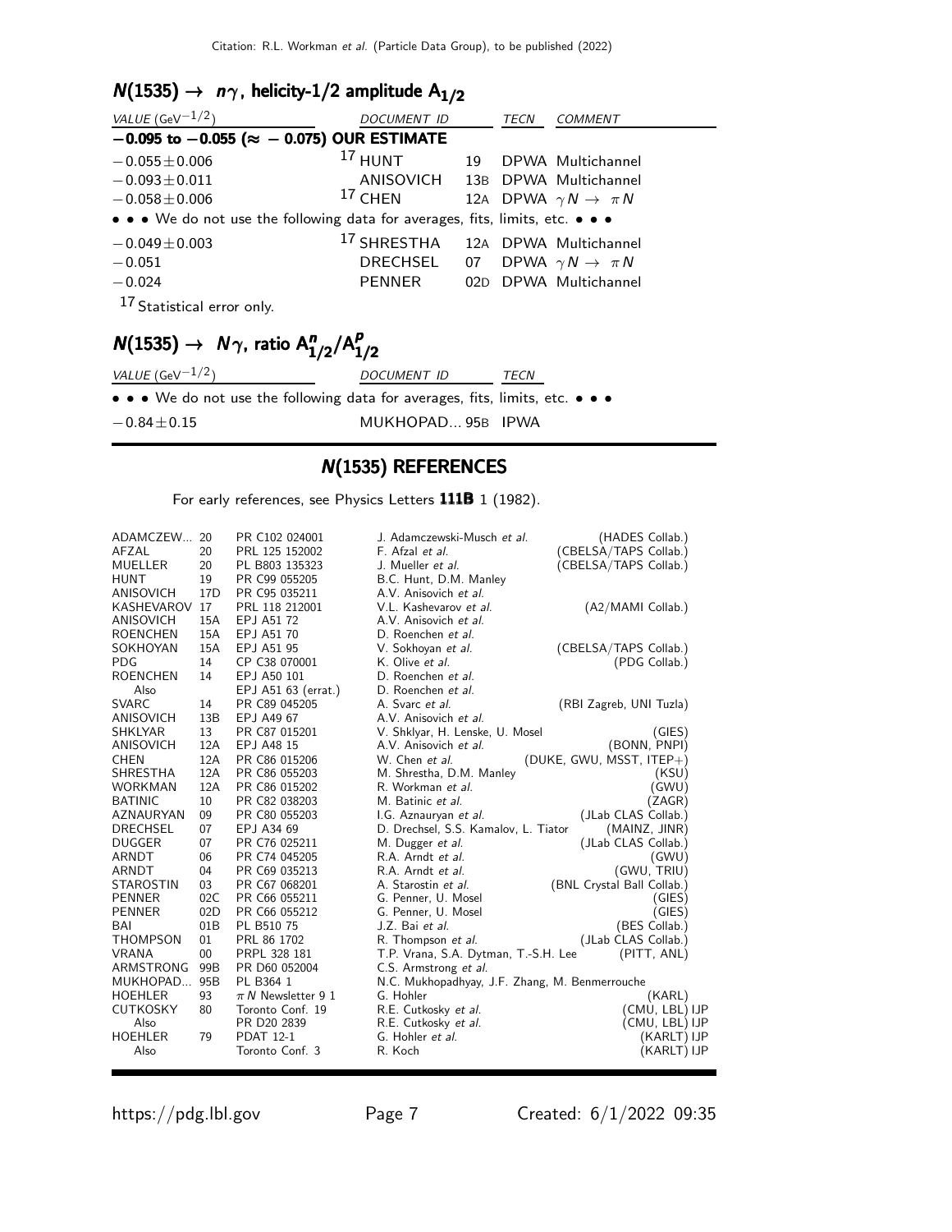## $N(1535) \to n\gamma$, helicity-1/2 amplitude $A_{1/2}$

| VALUE (GeV$^{-1/2}$) | DOCUMENT ID | | TECN | COMMENT |
|---|---|---|---|---|
| **−0.095 to −0.055 (≈ − 0.075) OUR ESTIMATE** | | | | |
| $-0.055 \pm 0.006$ | HUNT[17] | 19 | DPWA | Multichannel |
| $-0.093 \pm 0.011$ | ANISOVICH | 13B | DPWA | Multichannel |
| $-0.058 \pm 0.006$ | CHEN[17] | 12A | DPWA | $\gamma N \to \pi N$ |
| • • • We do not use the following data for averages, fits, limits, etc. • • • | | | | |
| $-0.049 \pm 0.003$ | SHRESTHA[17] | 12A | DPWA | Multichannel |
| $-0.051$ | DRECHSEL | 07 | DPWA | $\gamma N \to \pi N$ |
| $-0.024$ | PENNER | 02D | DPWA | Multichannel |

[17] Statistical error only.

## $N(1535) \to N\gamma$, ratio $A^n_{1/2}/A^p_{1/2}$

| VALUE (GeV$^{-1/2}$) | DOCUMENT ID | | TECN |
|---|---|---|---|
| • • • We do not use the following data for averages, fits, limits, etc. • • • | | | |
| $-0.84 \pm 0.15$ | MUKHOPAD... | 95B | IPWA |

## N(1535) REFERENCES

For early references, see Physics Letters **111B** 1 (1982).

| | | | | |
|---|---|---|---|---|
| ADAMCZEW... | 20 | PR C102 024001 | J. Adamczewski-Musch *et al.* | (HADES Collab.) |
| AFZAL | 20 | PRL 125 152002 | F. Afzal *et al.* | (CBELSA/TAPS Collab.) |
| MUELLER | 20 | PL B803 135323 | J. Mueller *et al.* | (CBELSA/TAPS Collab.) |
| HUNT | 19 | PR C99 055205 | B.C. Hunt, D.M. Manley | |
| ANISOVICH | 17D | PR C95 035211 | A.V. Anisovich *et al.* | |
| KASHEVAROV | 17 | PRL 118 212001 | V.L. Kashevarov *et al.* | (A2/MAMI Collab.) |
| ANISOVICH | 15A | EPJ A51 72 | A.V. Anisovich *et al.* | |
| ROENCHEN | 15A | EPJ A51 70 | D. Roenchen *et al.* | |
| SOKHOYAN | 15A | EPJ A51 95 | V. Sokhoyan *et al.* | (CBELSA/TAPS Collab.) |
| PDG | 14 | CP C38 070001 | K. Olive *et al.* | (PDG Collab.) |
| ROENCHEN | 14 | EPJ A50 101 | D. Roenchen *et al.* | |
| Also | | EPJ A51 63 (errat.) | D. Roenchen *et al.* | |
| SVARC | 14 | PR C89 045205 | A. Svarc *et al.* | (RBI Zagreb, UNI Tuzla) |
| ANISOVICH | 13B | EPJ A49 67 | A.V. Anisovich *et al.* | |
| SHKLYAR | 13 | PR C87 015201 | V. Shklyar, H. Lenske, U. Mosel | (GIES) |
| ANISOVICH | 12A | EPJ A48 15 | A.V. Anisovich *et al.* | (BONN, PNPI) |
| CHEN | 12A | PR C86 015206 | W. Chen *et al.* | (DUKE, GWU, MSST, ITEP+) |
| SHRESTHA | 12A | PR C86 055203 | M. Shrestha, D.M. Manley | (KSU) |
| WORKMAN | 12A | PR C86 015202 | R. Workman *et al.* | (GWU) |
| BATINIC | 10 | PR C82 038203 | M. Batinic *et al.* | (ZAGR) |
| AZNAURYAN | 09 | PR C80 055203 | I.G. Aznauryan *et al.* | (JLab CLAS Collab.) |
| DRECHSEL | 07 | EPJ A34 69 | D. Drechsel, S.S. Kamalov, L. Tiator | (MAINZ, JINR) |
| DUGGER | 07 | PR C76 025211 | M. Dugger *et al.* | (JLab CLAS Collab.) |
| ARNDT | 06 | PR C74 045205 | R.A. Arndt *et al.* | (GWU) |
| ARNDT | 04 | PR C69 035213 | R.A. Arndt *et al.* | (GWU, TRIU) |
| STAROSTIN | 03 | PR C67 068201 | A. Starostin *et al.* | (BNL Crystal Ball Collab.) |
| PENNER | 02C | PR C66 055211 | G. Penner, U. Mosel | (GIES) |
| PENNER | 02D | PR C66 055212 | G. Penner, U. Mosel | (GIES) |
| BAI | 01B | PL B510 75 | J.Z. Bai *et al.* | (BES Collab.) |
| THOMPSON | 01 | PRL 86 1702 | R. Thompson *et al.* | (JLab CLAS Collab.) |
| VRANA | 00 | PRPL 328 181 | T.P. Vrana, S.A. Dytman, T.-S.H. Lee | (PITT, ANL) |
| ARMSTRONG | 99B | PR D60 052004 | C.S. Armstrong *et al.* | |
| MUKHOPAD... | 95B | PL B364 1 | N.C. Mukhopadhyay, J.F. Zhang, M. Benmerrouche | |
| HOEHLER | 93 | $\pi N$ Newsletter 9 1 | G. Hohler | (KARL) |
| CUTKOSKY | 80 | Toronto Conf. 19 | R.E. Cutkosky *et al.* | (CMU, LBL) IJP |
| Also | | PR D20 2839 | R.E. Cutkosky *et al.* | (CMU, LBL) IJP |
| HOEHLER | 79 | PDAT 12-1 | G. Hohler *et al.* | (KARLT) IJP |
| Also | | Toronto Conf. 3 | R. Koch | (KARLT) IJP |